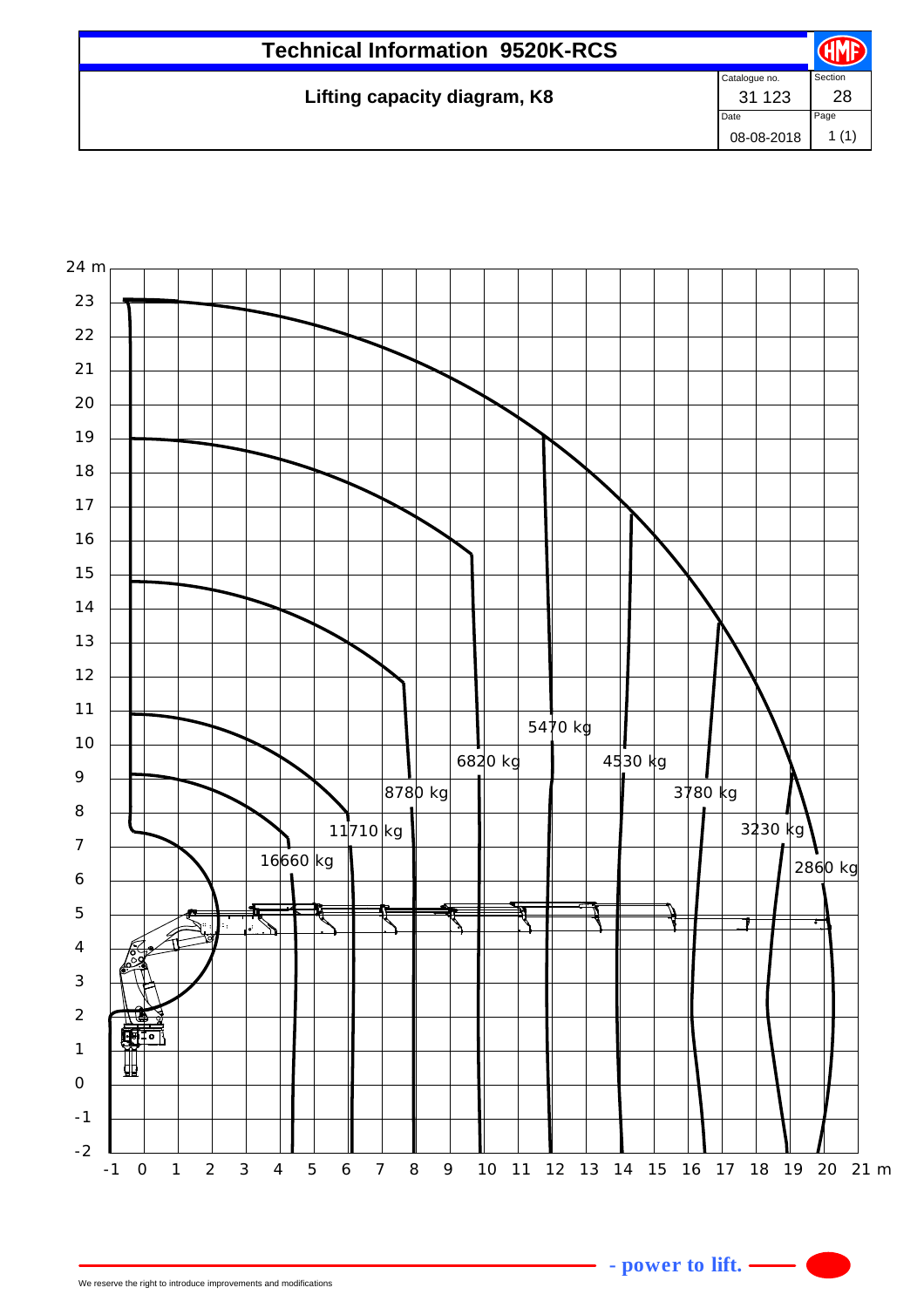# Technical Information 9520K-RCS

## Lifting capacity diagram, K8

| Catalogue no. | Section |
|---|---|
| 31 123 | 28 |
| **Date** | **Page** |
| 08-08-2018 | 1 (1) |

24 m
23
22
21
20
19
18
17
16
15
14
13
12
11
10
9
8
7
6
5
4
3
2
1
0
-1
-2

-1 0 1 2 3 4 5 6 7 8 9 10 11 12 13 14 15 16 17 18 19 20 21 m

16660 kg
11710 kg
8780 kg
6820 kg
5470 kg
4530 kg
3780 kg
3230 kg
2860 kg

- power to lift.

We reserve the right to introduce improvements and modifications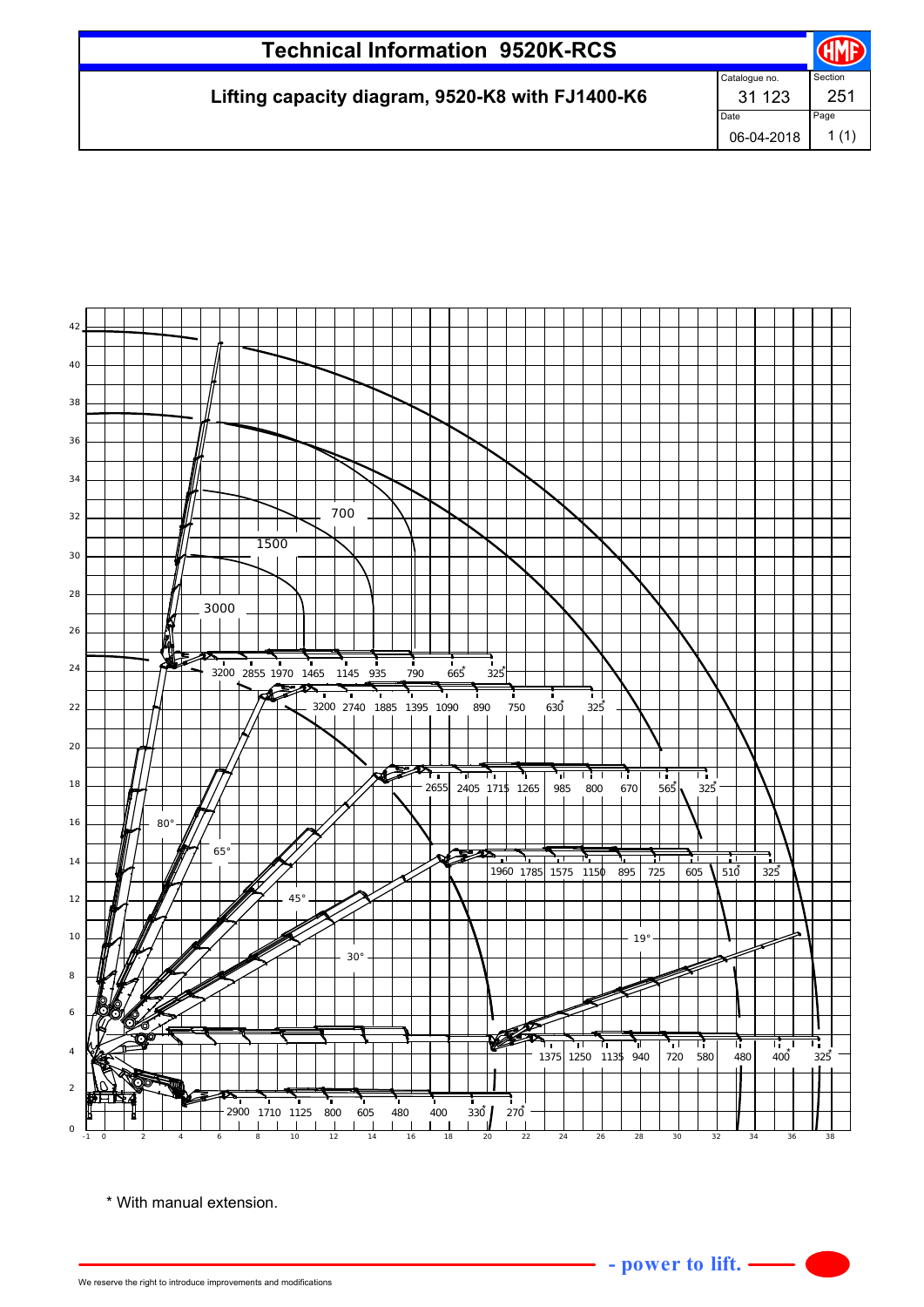# Technical Information 9520K-RCS

## Lifting capacity diagram, 9520-K8 with FJ1400-K6

Catalogue no. 31 123
Section 251
Date 06-04-2018
Page 1 (1)

42
40
38
36
34
32
30
28
26
24
22
20
18
16
14
12
10
8
6
4
2
0

-1 0 2 4 6 8 10 12 14 16 18 20 22 24 26 28 30 32 34 36 38

700
1500
3000

3200 2855 1970 1465 1145 935 790 665* 325*

3200 2740 1885 1395 1090 890 750 630* 325*

2655 2405 1715 1265 985 800 670 565* 325*

80°

65°

1960 1785 1575 1150 895 725 605 510* 325*

45°

19°

30°

1375 1250 1135 940 720 580 480 400* 325*

2900 1710 1125 800 605 480 400 330* 270*

\* With manual extension.

\- power to lift.

We reserve the right to introduce improvements and modifications